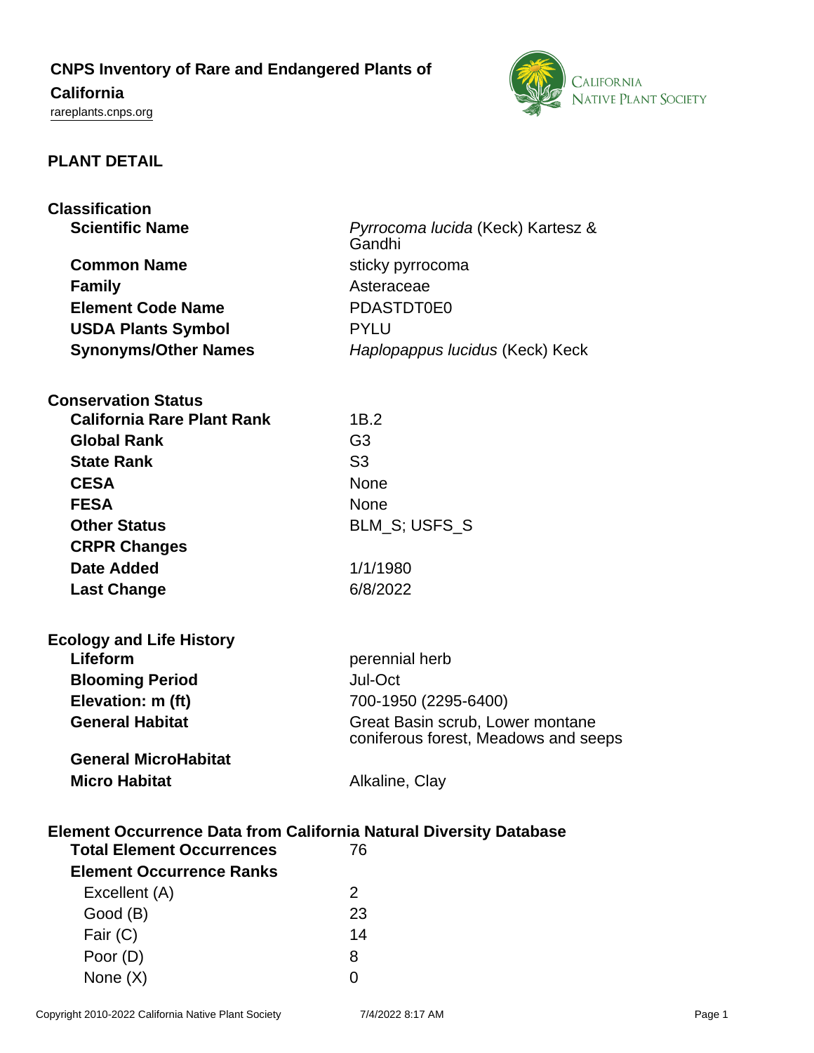# CNPS Inventory of Rare and Endangered Plants of California

rareplants.cnps.org

## PLANT DETAIL

### Classification

| | |
|---|---|
| **Scientific Name** | *Pyrrocoma lucida* (Keck) Kartesz & Gandhi |
| **Common Name** | sticky pyrrocoma |
| **Family** | Asteraceae |
| **Element Code Name** | PDASTDT0E0 |
| **USDA Plants Symbol** | PYLU |
| **Synonyms/Other Names** | *Haplopappus lucidus* (Keck) Keck |

### Conservation Status

| | |
|---|---|
| **California Rare Plant Rank** | 1B.2 |
| **Global Rank** | G3 |
| **State Rank** | S3 |
| **CESA** | None |
| **FESA** | None |
| **Other Status** | BLM_S; USFS_S |
| **CRPR Changes** | |
| **Date Added** | 1/1/1980 |
| **Last Change** | 6/8/2022 |

### Ecology and Life History

| | |
|---|---|
| **Lifeform** | perennial herb |
| **Blooming Period** | Jul-Oct |
| **Elevation: m (ft)** | 700-1950 (2295-6400) |
| **General Habitat** | Great Basin scrub, Lower montane coniferous forest, Meadows and seeps |
| **General MicroHabitat** | |
| **Micro Habitat** | Alkaline, Clay |

### Element Occurrence Data from California Natural Diversity Database

| | |
|---|---|
| **Total Element Occurrences** | 76 |
| **Element Occurrence Ranks** | |
| Excellent (A) | 2 |
| Good (B) | 23 |
| Fair (C) | 14 |
| Poor (D) | 8 |
| None (X) | 0 |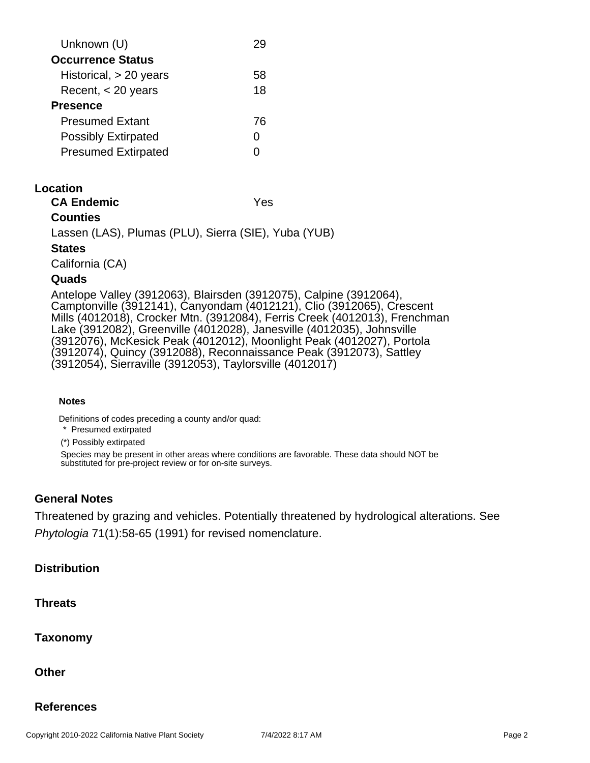| | |
|---|---|
| Unknown (U) | 29 |
| **Occurrence Status** | |
| Historical, > 20 years | 58 |
| Recent, < 20 years | 18 |
| **Presence** | |
| Presumed Extant | 76 |
| Possibly Extirpated | 0 |
| Presumed Extirpated | 0 |

## Location

**CA Endemic** Yes

### Counties

Lassen (LAS), Plumas (PLU), Sierra (SIE), Yuba (YUB)

### States

California (CA)

### Quads

Antelope Valley (3912063), Blairsden (3912075), Calpine (3912064), Camptonville (3912141), Canyondam (4012121), Clio (3912065), Crescent Mills (4012018), Crocker Mtn. (3912084), Ferris Creek (4012013), Frenchman Lake (3912082), Greenville (4012028), Janesville (4012035), Johnsville (3912076), McKesick Peak (4012012), Moonlight Peak (4012027), Portola (3912074), Quincy (3912088), Reconnaissance Peak (3912073), Sattley (3912054), Sierraville (3912053), Taylorsville (4012017)

**Notes**

Definitions of codes preceding a county and/or quad:

* Presumed extirpated

(*) Possibly extirpated

Species may be present in other areas where conditions are favorable. These data should NOT be substituted for pre-project review or for on-site surveys.

## General Notes

Threatened by grazing and vehicles. Potentially threatened by hydrological alterations. See *Phytologia* 71(1):58-65 (1991) for revised nomenclature.

## Distribution

## Threats

## Taxonomy

## Other

## References